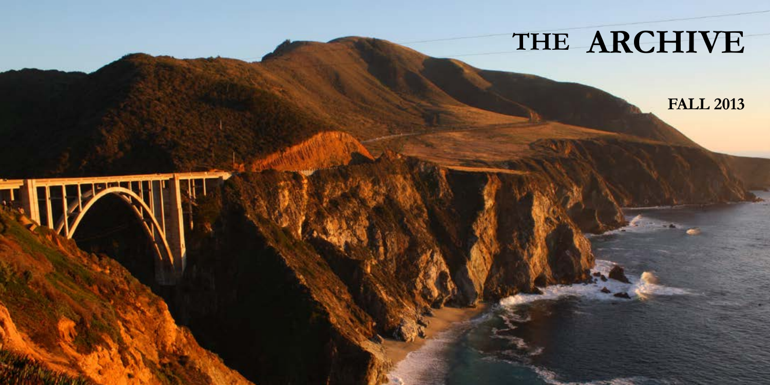# THE ARCHIVE

**FALL 2013**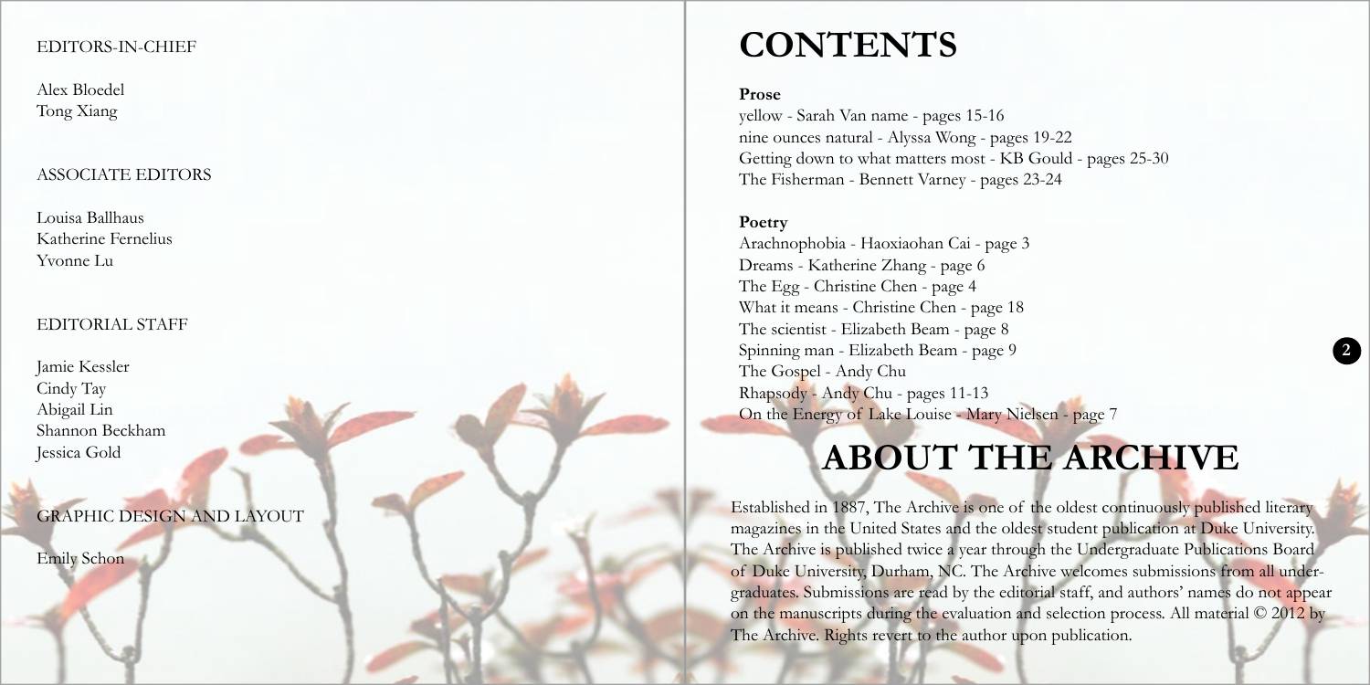EDITORS-IN-CHIEF

Alex Bloedel
Tong Xiang

ASSOCIATE EDITORS

Louisa Ballhaus
Katherine Fernelius
Yvonne Lu

EDITORIAL STAFF

Jamie Kessler
Cindy Tay
Abigail Lin
Shannon Beckham
Jessica Gold

GRAPHIC DESIGN AND LAYOUT

Emily Schon

# CONTENTS

**Prose**

yellow - Sarah Van name - pages 15-16
nine ounces natural - Alyssa Wong - pages 19-22
Getting down to what matters most - KB Gould - pages 25-30
The Fisherman - Bennett Varney - pages 23-24

**Poetry**

Arachnophobia - Haoxiaohan Cai - page 3
Dreams - Katherine Zhang - page 6
The Egg - Christine Chen - page 4
What it means - Christine Chen - page 18
The scientist - Elizabeth Beam - page 8
Spinning man - Elizabeth Beam - page 9
The Gospel - Andy Chu
Rhapsody - Andy Chu - pages 11-13
On the Energy of Lake Louise - Mary Nielsen - page 7

# ABOUT THE ARCHIVE

Established in 1887, The Archive is one of the oldest continuously published literary magazines in the United States and the oldest student publication at Duke University. The Archive is published twice a year through the Undergraduate Publications Board of Duke University, Durham, NC. The Archive welcomes submissions from all undergraduates. Submissions are read by the editorial staff, and authors' names do not appear on the manuscripts during the evaluation and selection process. All material © 2012 by The Archive. Rights revert to the author upon publication.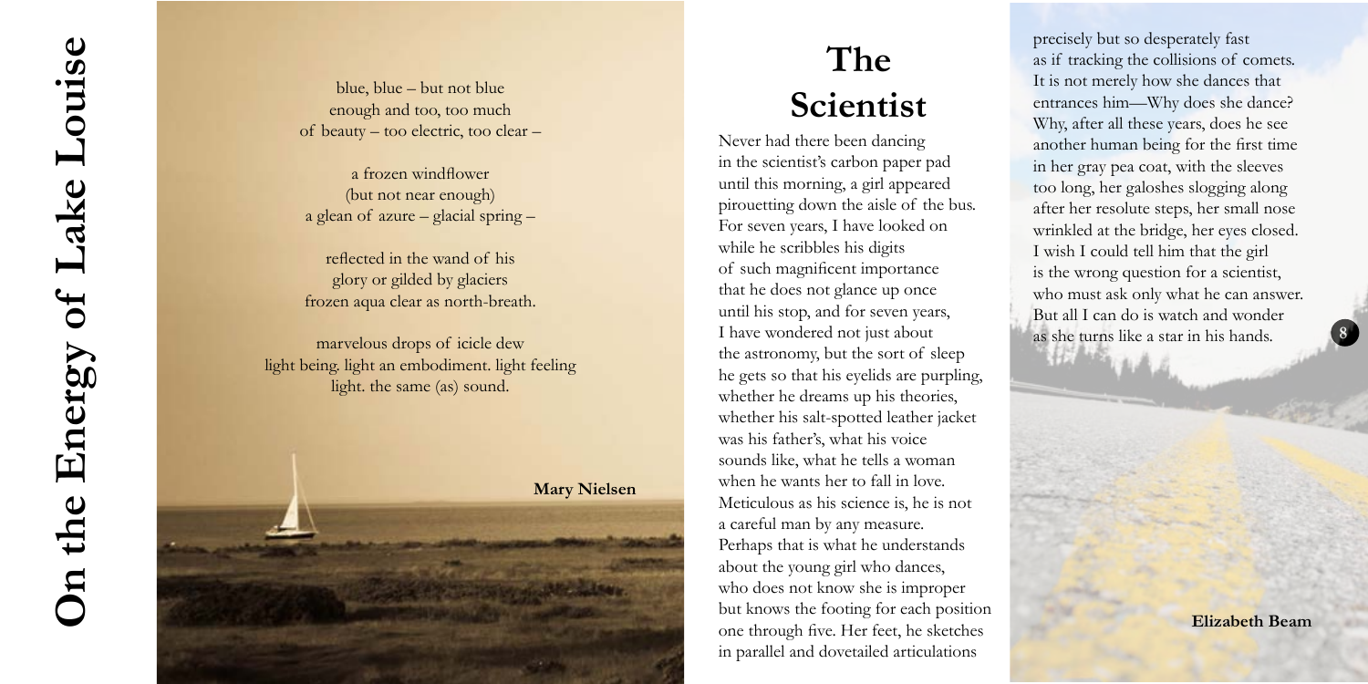# On the Energy of Lake Louise

blue, blue – but not blue
enough and too, too much
of beauty – too electric, too clear –

a frozen windflower
(but not near enough)
a glean of azure – glacial spring –

reflected in the wand of his
glory or gilded by glaciers
frozen aqua clear as north-breath.

marvelous drops of icicle dew
light being. light an embodiment. light feeling
light. the same (as) sound.

**Mary Nielsen**

# The Scientist

Never had there been dancing
in the scientist's carbon paper pad
until this morning, a girl appeared
pirouetting down the aisle of the bus.
For seven years, I have looked on
while he scribbles his digits
of such magnificent importance
that he does not glance up once
until his stop, and for seven years,
I have wondered not just about
the astronomy, but the sort of sleep
he gets so that his eyelids are purpling,
whether he dreams up his theories,
whether his salt-spotted leather jacket
was his father's, what his voice
sounds like, what he tells a woman
when he wants her to fall in love.
Meticulous as his science is, he is not
a careful man by any measure.
Perhaps that is what he understands
about the young girl who dances,
who does not know she is improper
but knows the footing for each position
one through five. Her feet, he sketches
in parallel and dovetailed articulations
precisely but so desperately fast
as if tracking the collisions of comets.
It is not merely how she dances that
entrances him—Why does she dance?
Why, after all these years, does he see
another human being for the first time
in her gray pea coat, with the sleeves
too long, her galoshes slogging along
after her resolute steps, her small nose
wrinkled at the bridge, her eyes closed.
I wish I could tell him that the girl
is the wrong question for a scientist,
who must ask only what he can answer.
But all I can do is watch and wonder
as she turns like a star in his hands.

**Elizabeth Beam**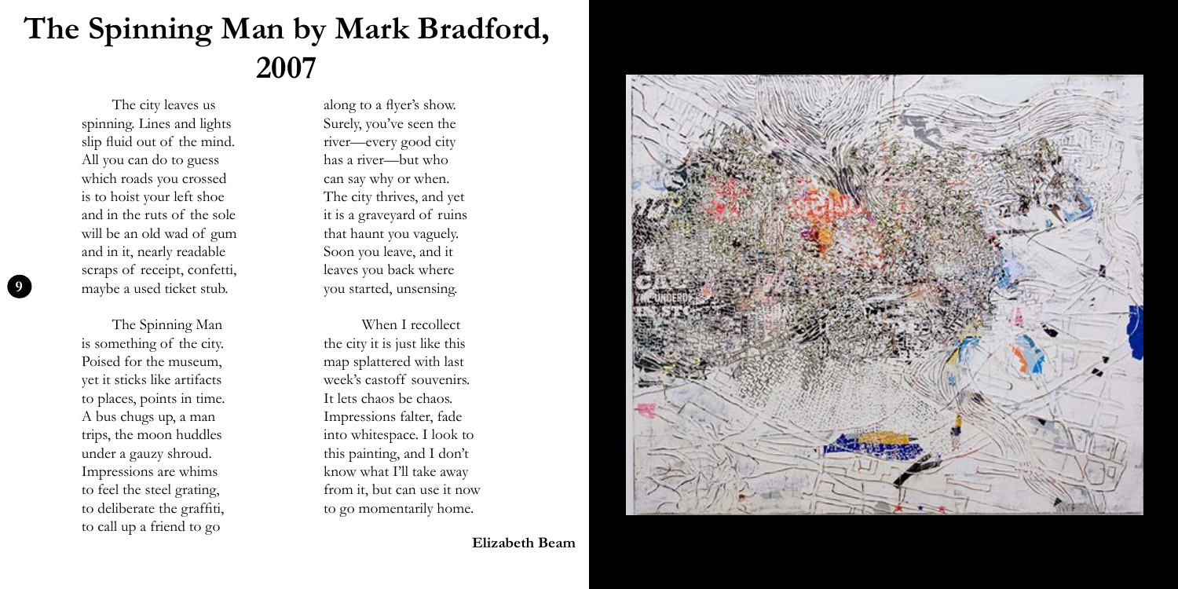# The Spinning Man by Mark Bradford, 2007

The city leaves us
spinning. Lines and lights
slip fluid out of the mind.
All you can do to guess
which roads you crossed
is to hoist your left shoe
and in the ruts of the sole
will be an old wad of gum
and in it, nearly readable
scraps of receipt, confetti,
maybe a used ticket stub.

The Spinning Man
is something of the city.
Poised for the museum,
yet it sticks like artifacts
to places, points in time.
A bus chugs up, a man
trips, the moon huddles
under a gauzy shroud.
Impressions are whims
to feel the steel grating,
to deliberate the graffiti,
to call up a friend to go
along to a flyer's show.
Surely, you've seen the
river—every good city
has a river—but who
can say why or when.
The city thrives, and yet
it is a graveyard of ruins
that haunt you vaguely.
Soon you leave, and it
leaves you back where
you started, unsensing.

When I recollect
the city it is just like this
map splattered with last
week's castoff souvenirs.
It lets chaos be chaos.
Impressions falter, fade
into whitespace. I look to
this painting, and I don't
know what I'll take away
from it, but can use it now
to go momentarily home.

**Elizabeth Beam**